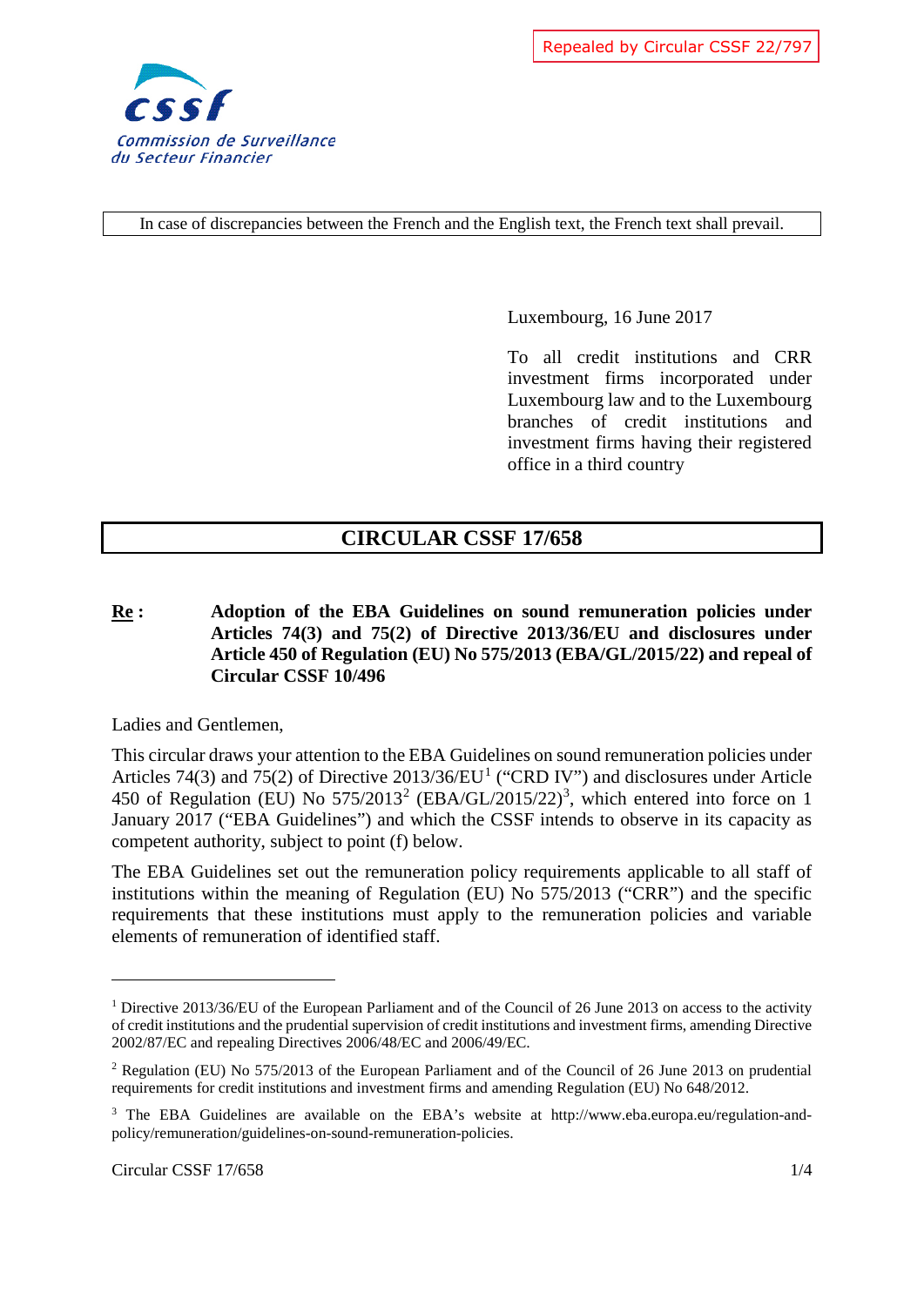Repealed by Circular CSSF 22/797

Commission de Surveillance du Secteur Financier

In case of discrepancies between the French and the English text, the French text shall prevail.

Luxembourg, 16 June 2017

To all credit institutions and CRR investment firms incorporated under Luxembourg law and to the Luxembourg branches of credit institutions and investment firms having their registered office in a third country

# CIRCULAR CSSF 17/658

**Re :** **Adoption of the EBA Guidelines on sound remuneration policies under Articles 74(3) and 75(2) of Directive 2013/36/EU and disclosures under Article 450 of Regulation (EU) No 575/2013 (EBA/GL/2015/22) and repeal of Circular CSSF 10/496**

Ladies and Gentlemen,

This circular draws your attention to the EBA Guidelines on sound remuneration policies under Articles 74(3) and 75(2) of Directive 2013/36/EU[1] ("CRD IV") and disclosures under Article 450 of Regulation (EU) No 575/2013[2] (EBA/GL/2015/22)[3], which entered into force on 1 January 2017 ("EBA Guidelines") and which the CSSF intends to observe in its capacity as competent authority, subject to point (f) below.

The EBA Guidelines set out the remuneration policy requirements applicable to all staff of institutions within the meaning of Regulation (EU) No 575/2013 ("CRR") and the specific requirements that these institutions must apply to the remuneration policies and variable elements of remuneration of identified staff.

---

[1] Directive 2013/36/EU of the European Parliament and of the Council of 26 June 2013 on access to the activity of credit institutions and the prudential supervision of credit institutions and investment firms, amending Directive 2002/87/EC and repealing Directives 2006/48/EC and 2006/49/EC.

[2] Regulation (EU) No 575/2013 of the European Parliament and of the Council of 26 June 2013 on prudential requirements for credit institutions and investment firms and amending Regulation (EU) No 648/2012.

[3] The EBA Guidelines are available on the EBA's website at http://www.eba.europa.eu/regulation-and-policy/remuneration/guidelines-on-sound-remuneration-policies.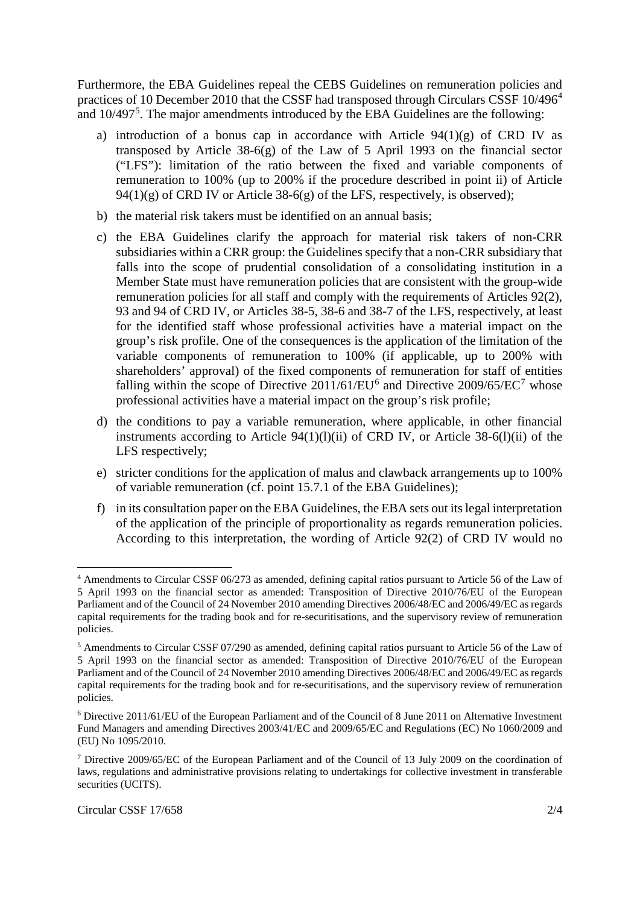Furthermore, the EBA Guidelines repeal the CEBS Guidelines on remuneration policies and practices of 10 December 2010 that the CSSF had transposed through Circulars CSSF 10/496[4] and 10/497[5]. The major amendments introduced by the EBA Guidelines are the following:

a) introduction of a bonus cap in accordance with Article 94(1)(g) of CRD IV as transposed by Article 38-6(g) of the Law of 5 April 1993 on the financial sector ("LFS"): limitation of the ratio between the fixed and variable components of remuneration to 100% (up to 200% if the procedure described in point ii) of Article 94(1)(g) of CRD IV or Article 38-6(g) of the LFS, respectively, is observed);

b) the material risk takers must be identified on an annual basis;

c) the EBA Guidelines clarify the approach for material risk takers of non-CRR subsidiaries within a CRR group: the Guidelines specify that a non-CRR subsidiary that falls into the scope of prudential consolidation of a consolidating institution in a Member State must have remuneration policies that are consistent with the group-wide remuneration policies for all staff and comply with the requirements of Articles 92(2), 93 and 94 of CRD IV, or Articles 38-5, 38-6 and 38-7 of the LFS, respectively, at least for the identified staff whose professional activities have a material impact on the group's risk profile. One of the consequences is the application of the limitation of the variable components of remuneration to 100% (if applicable, up to 200% with shareholders' approval) of the fixed components of remuneration for staff of entities falling within the scope of Directive 2011/61/EU[6] and Directive 2009/65/EC[7] whose professional activities have a material impact on the group's risk profile;

d) the conditions to pay a variable remuneration, where applicable, in other financial instruments according to Article 94(1)(l)(ii) of CRD IV, or Article 38-6(l)(ii) of the LFS respectively;

e) stricter conditions for the application of malus and clawback arrangements up to 100% of variable remuneration (cf. point 15.7.1 of the EBA Guidelines);

f) in its consultation paper on the EBA Guidelines, the EBA sets out its legal interpretation of the application of the principle of proportionality as regards remuneration policies. According to this interpretation, the wording of Article 92(2) of CRD IV would no

---

[4] Amendments to Circular CSSF 06/273 as amended, defining capital ratios pursuant to Article 56 of the Law of 5 April 1993 on the financial sector as amended: Transposition of Directive 2010/76/EU of the European Parliament and of the Council of 24 November 2010 amending Directives 2006/48/EC and 2006/49/EC as regards capital requirements for the trading book and for re-securitisations, and the supervisory review of remuneration policies.

[5] Amendments to Circular CSSF 07/290 as amended, defining capital ratios pursuant to Article 56 of the Law of 5 April 1993 on the financial sector as amended: Transposition of Directive 2010/76/EU of the European Parliament and of the Council of 24 November 2010 amending Directives 2006/48/EC and 2006/49/EC as regards capital requirements for the trading book and for re-securitisations, and the supervisory review of remuneration policies.

[6] Directive 2011/61/EU of the European Parliament and of the Council of 8 June 2011 on Alternative Investment Fund Managers and amending Directives 2003/41/EC and 2009/65/EC and Regulations (EC) No 1060/2009 and (EU) No 1095/2010.

[7] Directive 2009/65/EC of the European Parliament and of the Council of 13 July 2009 on the coordination of laws, regulations and administrative provisions relating to undertakings for collective investment in transferable securities (UCITS).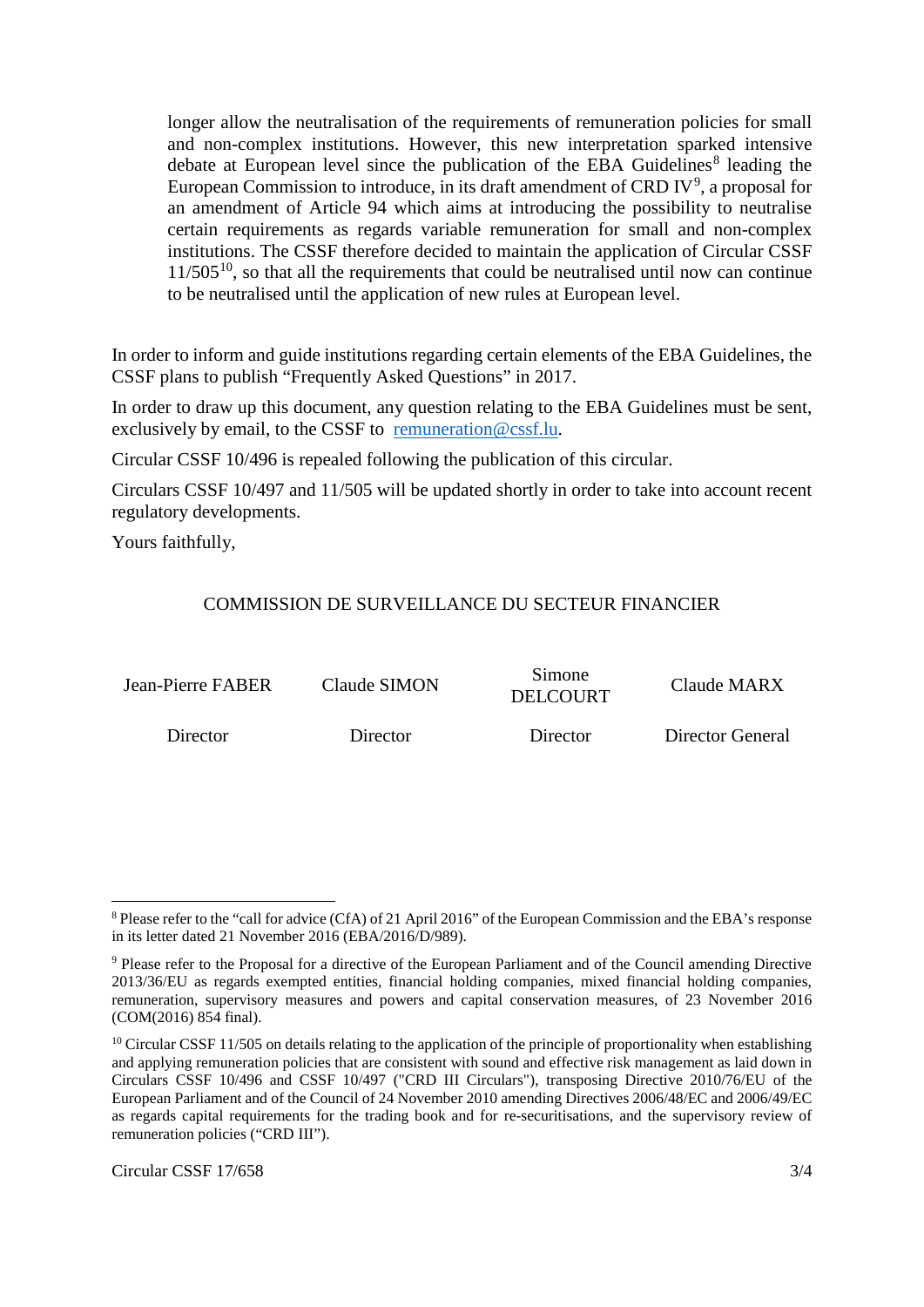longer allow the neutralisation of the requirements of remuneration policies for small and non-complex institutions. However, this new interpretation sparked intensive debate at European level since the publication of the EBA Guidelines[8] leading the European Commission to introduce, in its draft amendment of CRD IV[9], a proposal for an amendment of Article 94 which aims at introducing the possibility to neutralise certain requirements as regards variable remuneration for small and non-complex institutions. The CSSF therefore decided to maintain the application of Circular CSSF 11/505[10], so that all the requirements that could be neutralised until now can continue to be neutralised until the application of new rules at European level.

In order to inform and guide institutions regarding certain elements of the EBA Guidelines, the CSSF plans to publish "Frequently Asked Questions" in 2017.

In order to draw up this document, any question relating to the EBA Guidelines must be sent, exclusively by email, to the CSSF to remuneration@cssf.lu.

Circular CSSF 10/496 is repealed following the publication of this circular.

Circulars CSSF 10/497 and 11/505 will be updated shortly in order to take into account recent regulatory developments.

Yours faithfully,

COMMISSION DE SURVEILLANCE DU SECTEUR FINANCIER

| Jean-Pierre FABER | Claude SIMON | Simone DELCOURT | Claude MARX |
|---|---|---|---|
| Director | Director | Director | Director General |

[8] Please refer to the "call for advice (CfA) of 21 April 2016" of the European Commission and the EBA's response in its letter dated 21 November 2016 (EBA/2016/D/989).

[9] Please refer to the Proposal for a directive of the European Parliament and of the Council amending Directive 2013/36/EU as regards exempted entities, financial holding companies, mixed financial holding companies, remuneration, supervisory measures and powers and capital conservation measures, of 23 November 2016 (COM(2016) 854 final).

[10] Circular CSSF 11/505 on details relating to the application of the principle of proportionality when establishing and applying remuneration policies that are consistent with sound and effective risk management as laid down in Circulars CSSF 10/496 and CSSF 10/497 ("CRD III Circulars"), transposing Directive 2010/76/EU of the European Parliament and of the Council of 24 November 2010 amending Directives 2006/48/EC and 2006/49/EC as regards capital requirements for the trading book and for re-securitisations, and the supervisory review of remuneration policies ("CRD III").